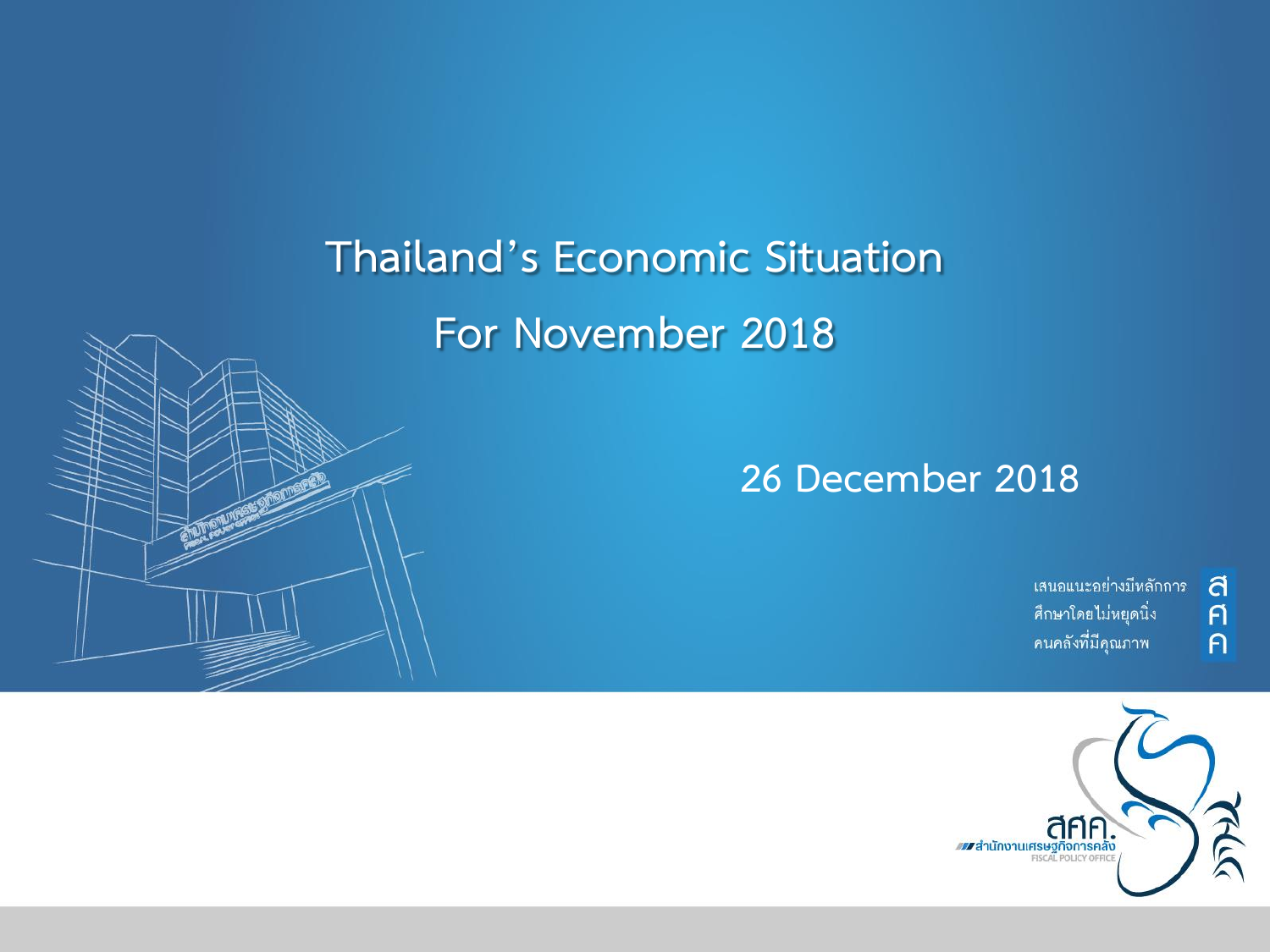# Thailand's Economic Situation

# For November 2018

26 December 2018

เสนอแนะอย่างมีหลักการ
ศึกษาโดยไม่หยุดนิ่ง
คนคลังที่มีคุณภาพ

สศค.

สำนักงานเศรษฐกิจการคลัง

FISCAL POLICY OFFICE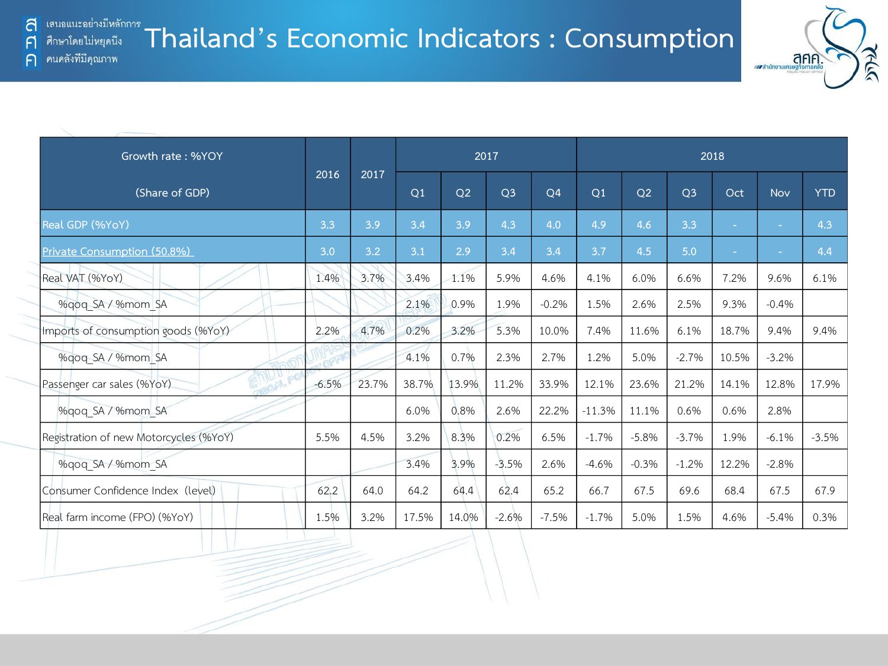ส เสนอแนะอย่างมีหลักการ
ศ ศึกษาโดยไม่หยุดนิ่ง
ค คนคลังที่มีคุณภาพ

# Thailand's Economic Indicators : Consumption

สศค. สำนักงานเศรษฐกิจการคลัง FISCAL POLICY OFFICE

| Growth rate : %YOY (Share of GDP) | 2016 | 2017 | 2017 | | | | 2018 | | | | | |
|---|---|---|---|---|---|---|---|---|---|---|---|---|
| | | | Q1 | Q2 | Q3 | Q4 | Q1 | Q2 | Q3 | Oct | Nov | YTD |
| Real GDP (%YoY) | 3.3 | 3.9 | 3.4 | 3.9 | 4.3 | 4.0 | 4.9 | 4.6 | 3.3 | - | - | 4.3 |
| Private Consumption (50.8%) | 3.0 | 3.2 | 3.1 | 2.9 | 3.4 | 3.4 | 3.7 | 4.5 | 5.0 | - | - | 4.4 |
| Real VAT (%YoY) | 1.4% | 3.7% | 3.4% | 1.1% | 5.9% | 4.6% | 4.1% | 6.0% | 6.6% | 7.2% | 9.6% | 6.1% |
| %qoq_SA / %mom_SA | | | 2.1% | 0.9% | 1.9% | -0.2% | 1.5% | 2.6% | 2.5% | 9.3% | -0.4% | |
| Imports of consumption goods (%YoY) | 2.2% | 4.7% | 0.2% | 3.2% | 5.3% | 10.0% | 7.4% | 11.6% | 6.1% | 18.7% | 9.4% | 9.4% |
| %qoq_SA / %mom_SA | | | 4.1% | 0.7% | 2.3% | 2.7% | 1.2% | 5.0% | -2.7% | 10.5% | -3.2% | |
| Passenger car sales (%YoY) | -6.5% | 23.7% | 38.7% | 13.9% | 11.2% | 33.9% | 12.1% | 23.6% | 21.2% | 14.1% | 12.8% | 17.9% |
| %qoq_SA / %mom_SA | | | 6.0% | 0.8% | 2.6% | 22.2% | -11.3% | 11.1% | 0.6% | 0.6% | 2.8% | |
| Registration of new Motorcycles (%YoY) | 5.5% | 4.5% | 3.2% | 8.3% | 0.2% | 6.5% | -1.7% | -5.8% | -3.7% | 1.9% | -6.1% | -3.5% |
| %qoq_SA / %mom_SA | | | 3.4% | 3.9% | -3.5% | 2.6% | -4.6% | -0.3% | -1.2% | 12.2% | -2.8% | |
| Consumer Confidence Index (level) | 62.2 | 64.0 | 64.2 | 64.4 | 62.4 | 65.2 | 66.7 | 67.5 | 69.6 | 68.4 | 67.5 | 67.9 |
| Real farm income (FPO) (%YoY) | 1.5% | 3.2% | 17.5% | 14.0% | -2.6% | -7.5% | -1.7% | 5.0% | 1.5% | 4.6% | -5.4% | 0.3% |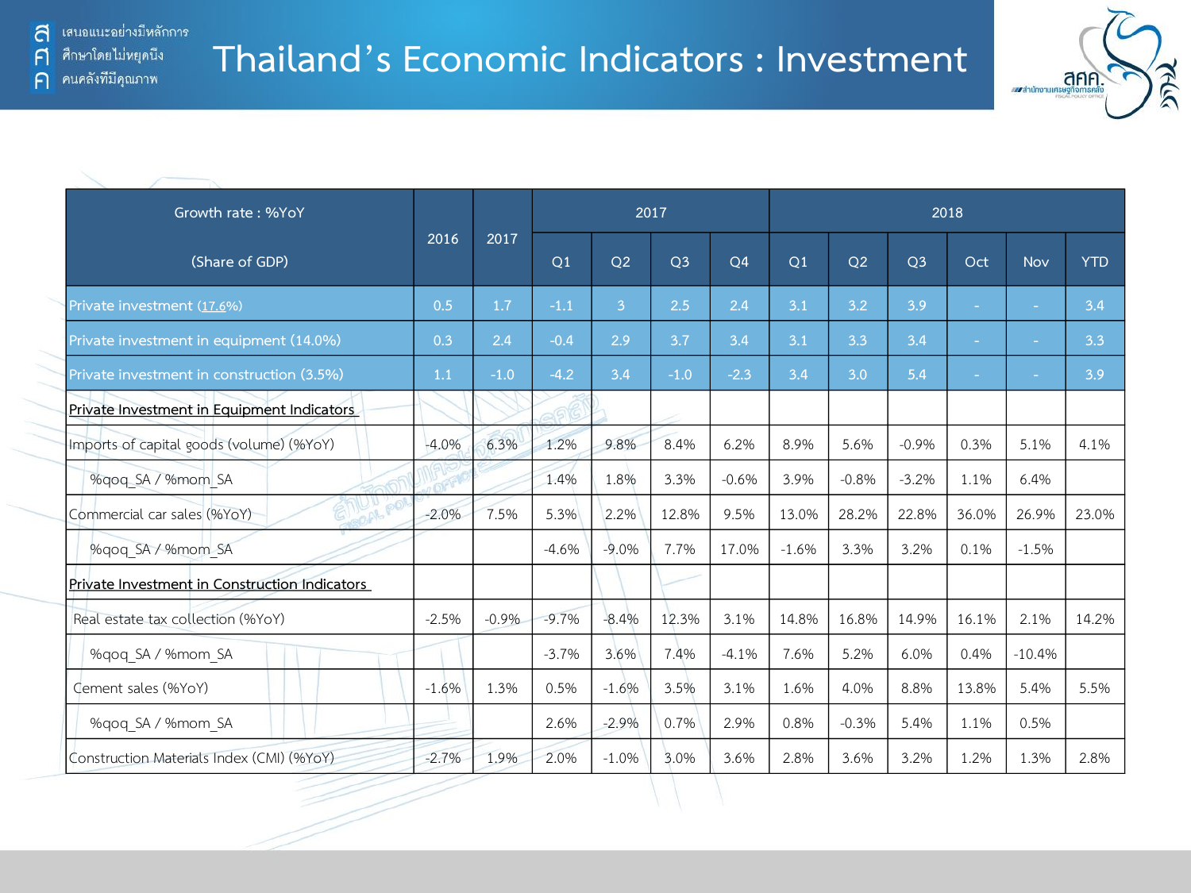# Thailand's Economic Indicators : Investment

| Growth rate : %YoY (Share of GDP) | 2016 | 2017 | 2017 | | | | 2018 | | | | | |
|---|---|---|---|---|---|---|---|---|---|---|---|---|
| | | | Q1 | Q2 | Q3 | Q4 | Q1 | Q2 | Q3 | Oct | Nov | YTD |
| Private investment (17.6%) | 0.5 | 1.7 | -1.1 | 3 | 2.5 | 2.4 | 3.1 | 3.2 | 3.9 | - | - | 3.4 |
| Private investment in equipment (14.0%) | 0.3 | 2.4 | -0.4 | 2.9 | 3.7 | 3.4 | 3.1 | 3.3 | 3.4 | - | - | 3.3 |
| Private investment in construction (3.5%) | 1.1 | -1.0 | -4.2 | 3.4 | -1.0 | -2.3 | 3.4 | 3.0 | 5.4 | - | - | 3.9 |
| Private Investment in Equipment Indicators | | | | | | | | | | | | |
| Imports of capital goods (volume) (%YoY) | -4.0% | 6.3% | 1.2% | 9.8% | 8.4% | 6.2% | 8.9% | 5.6% | -0.9% | 0.3% | 5.1% | 4.1% |
| %qoq_SA / %mom_SA | | | 1.4% | 1.8% | 3.3% | -0.6% | 3.9% | -0.8% | -3.2% | 1.1% | 6.4% | |
| Commercial car sales (%YoY) | -2.0% | 7.5% | 5.3% | 2.2% | 12.8% | 9.5% | 13.0% | 28.2% | 22.8% | 36.0% | 26.9% | 23.0% |
| %qoq_SA / %mom_SA | | | -4.6% | -9.0% | 7.7% | 17.0% | -1.6% | 3.3% | 3.2% | 0.1% | -1.5% | |
| Private Investment in Construction Indicators | | | | | | | | | | | | |
| Real estate tax collection (%YoY) | -2.5% | -0.9% | -9.7% | -8.4% | 12.3% | 3.1% | 14.8% | 16.8% | 14.9% | 16.1% | 2.1% | 14.2% |
| %qoq_SA / %mom_SA | | | -3.7% | 3.6% | 7.4% | -4.1% | 7.6% | 5.2% | 6.0% | 0.4% | -10.4% | |
| Cement sales (%YoY) | -1.6% | 1.3% | 0.5% | -1.6% | 3.5% | 3.1% | 1.6% | 4.0% | 8.8% | 13.8% | 5.4% | 5.5% |
| %qoq_SA / %mom_SA | | | 2.6% | -2.9% | 0.7% | 2.9% | 0.8% | -0.3% | 5.4% | 1.1% | 0.5% | |
| Construction Materials Index (CMI) (%YoY) | -2.7% | 1.9% | 2.0% | -1.0% | 3.0% | 3.6% | 2.8% | 3.6% | 3.2% | 1.2% | 1.3% | 2.8% |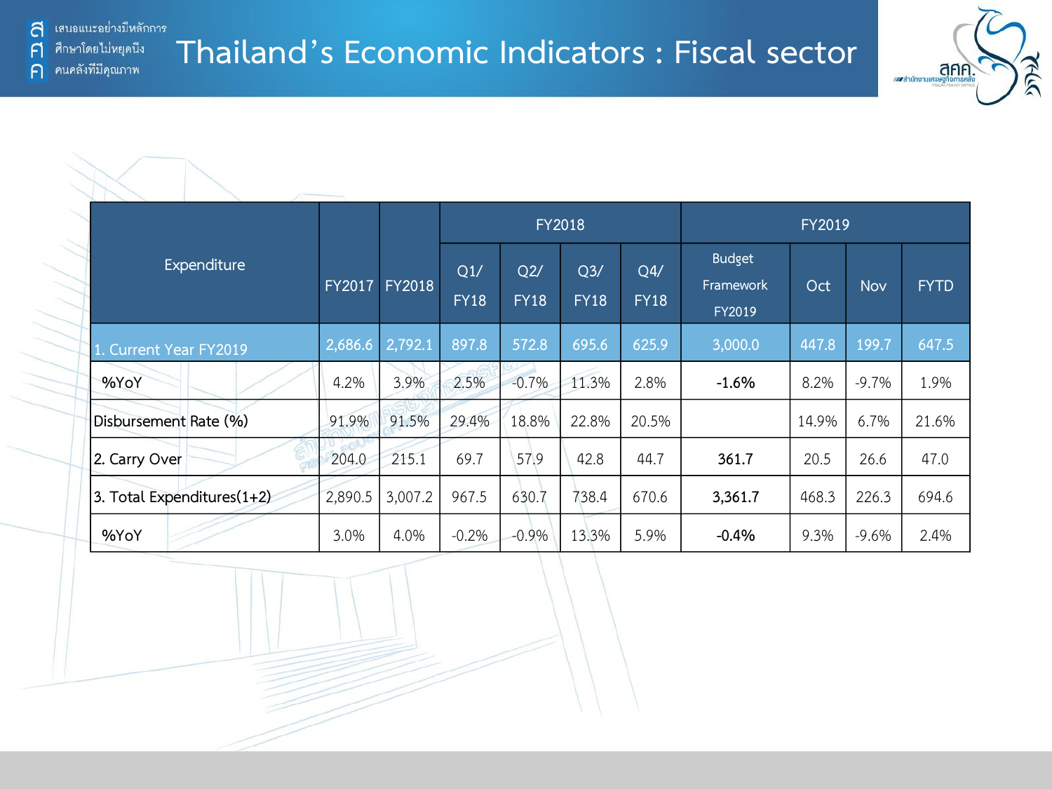# Thailand's Economic Indicators : Fiscal sector

| Expenditure | FY2017 | FY2018 | FY2018 | | | | FY2019 | | | |
|---|---|---|---|---|---|---|---|---|---|---|
| | | | Q1/ FY18 | Q2/ FY18 | Q3/ FY18 | Q4/ FY18 | Budget Framework FY2019 | Oct | Nov | FYTD |
| 1. Current Year FY2019 | 2,686.6 | 2,792.1 | 897.8 | 572.8 | 695.6 | 625.9 | 3,000.0 | 447.8 | 199.7 | 647.5 |
| %YoY | 4.2% | 3.9% | 2.5% | -0.7% | 11.3% | 2.8% | **-1.6%** | 8.2% | -9.7% | 1.9% |
| Disbursement Rate (%) | 91.9% | 91.5% | 29.4% | 18.8% | 22.8% | 20.5% | | 14.9% | 6.7% | 21.6% |
| 2. Carry Over | 204.0 | 215.1 | 69.7 | 57.9 | 42.8 | 44.7 | **361.7** | 20.5 | 26.6 | 47.0 |
| 3. Total Expenditures(1+2) | 2,890.5 | 3,007.2 | 967.5 | 630.7 | 738.4 | 670.6 | **3,361.7** | 468.3 | 226.3 | 694.6 |
| %YoY | 3.0% | 4.0% | -0.2% | -0.9% | 13.3% | 5.9% | **-0.4%** | 9.3% | -9.6% | 2.4% |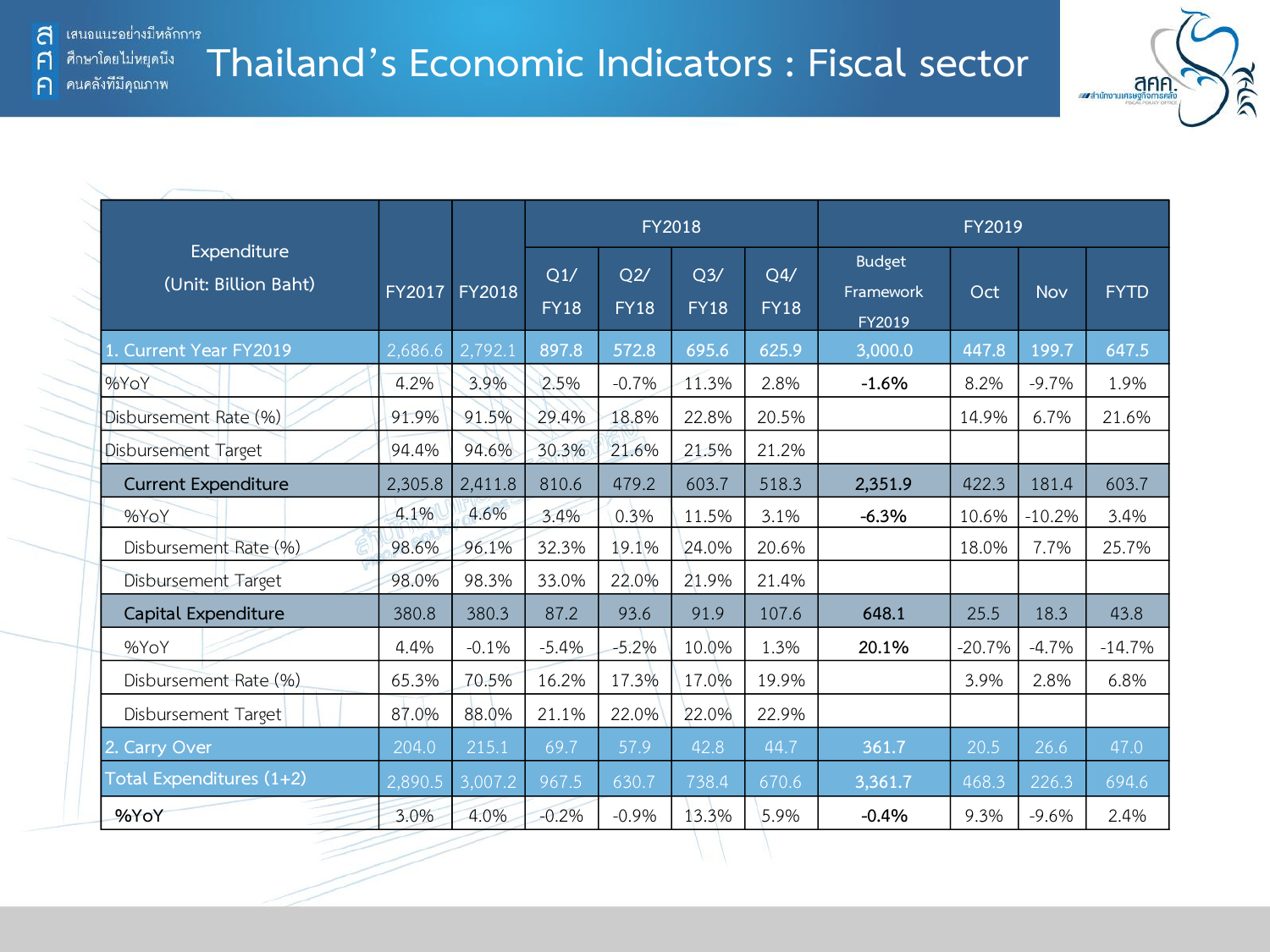# Thailand's Economic Indicators : Fiscal sector

| Expenditure (Unit: Billion Baht) | FY2017 | FY2018 | FY2018 | | | | FY2019 | | | |
|---|---|---|---|---|---|---|---|---|---|---|
| | | | Q1/ FY18 | Q2/ FY18 | Q3/ FY18 | Q4/ FY18 | Budget Framework FY2019 | Oct | Nov | FYTD |
| 1. Current Year FY2019 | 2,686.6 | 2,792.1 | 897.8 | 572.8 | 695.6 | 625.9 | 3,000.0 | 447.8 | 199.7 | 647.5 |
| %YoY | 4.2% | 3.9% | 2.5% | -0.7% | 11.3% | 2.8% | **-1.6%** | 8.2% | -9.7% | 1.9% |
| Disbursement Rate (%) | 91.9% | 91.5% | 29.4% | 18.8% | 22.8% | 20.5% | | 14.9% | 6.7% | 21.6% |
| Disbursement Target | 94.4% | 94.6% | 30.3% | 21.6% | 21.5% | 21.2% | | | | |
| Current Expenditure | 2,305.8 | 2,411.8 | 810.6 | 479.2 | 603.7 | 518.3 | **2,351.9** | 422.3 | 181.4 | 603.7 |
| %YoY | 4.1% | 4.6% | 3.4% | 0.3% | 11.5% | 3.1% | **-6.3%** | 10.6% | -10.2% | 3.4% |
| Disbursement Rate (%) | 98.6% | 96.1% | 32.3% | 19.1% | 24.0% | 20.6% | | 18.0% | 7.7% | 25.7% |
| Disbursement Target | 98.0% | 98.3% | 33.0% | 22.0% | 21.9% | 21.4% | | | | |
| Capital Expenditure | 380.8 | 380.3 | 87.2 | 93.6 | 91.9 | 107.6 | **648.1** | 25.5 | 18.3 | 43.8 |
| %YoY | 4.4% | -0.1% | -5.4% | -5.2% | 10.0% | 1.3% | **20.1%** | -20.7% | -4.7% | -14.7% |
| Disbursement Rate (%) | 65.3% | 70.5% | 16.2% | 17.3% | 17.0% | 19.9% | | 3.9% | 2.8% | 6.8% |
| Disbursement Target | 87.0% | 88.0% | 21.1% | 22.0% | 22.0% | 22.9% | | | | |
| 2. Carry Over | 204.0 | 215.1 | 69.7 | 57.9 | 42.8 | 44.7 | 361.7 | 20.5 | 26.6 | 47.0 |
| Total Expenditures (1+2) | 2,890.5 | 3,007.2 | 967.5 | 630.7 | 738.4 | 670.6 | 3,361.7 | 468.3 | 226.3 | 694.6 |
| **%YoY** | 3.0% | 4.0% | -0.2% | -0.9% | 13.3% | 5.9% | **-0.4%** | 9.3% | -9.6% | 2.4% |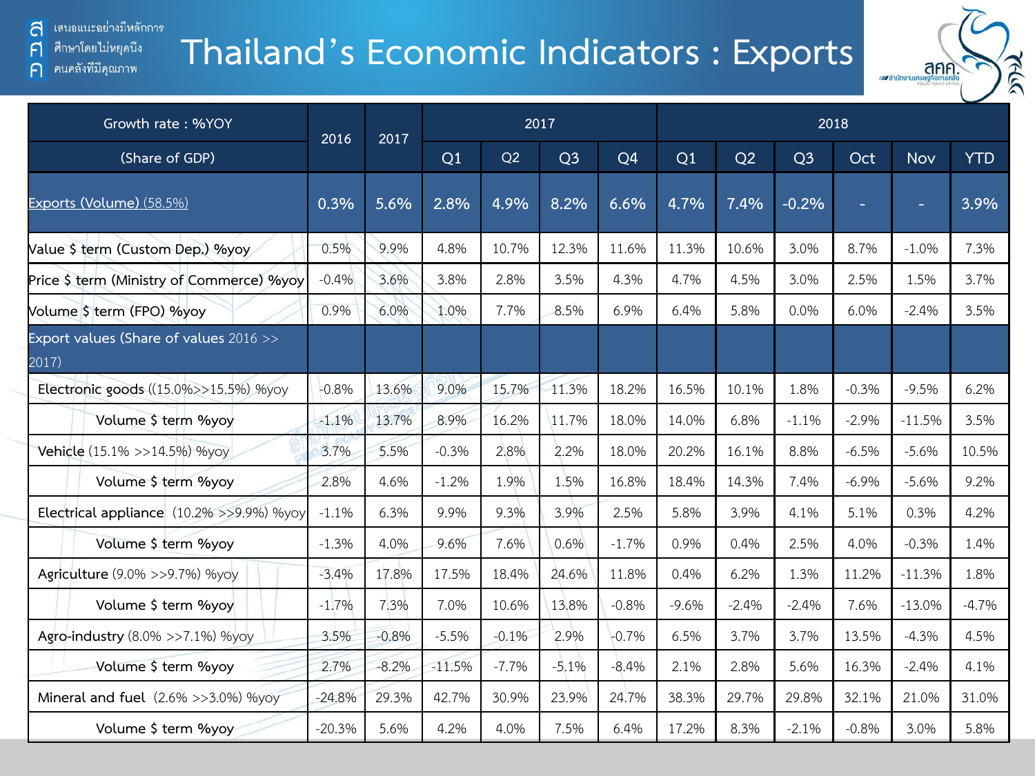# Thailand's Economic Indicators : Exports

| Growth rate : %YOY (Share of GDP) | 2016 | 2017 | 2017 | | | | 2018 | | | | | |
|---|---|---|---|---|---|---|---|---|---|---|---|---|
| | | | Q1 | Q2 | Q3 | Q4 | Q1 | Q2 | Q3 | Oct | Nov | YTD |
| Exports (Volume) (58.5%) | 0.3% | 5.6% | 2.8% | 4.9% | 8.2% | 6.6% | 4.7% | 7.4% | -0.2% | - | - | 3.9% |
| Value $ term (Custom Dep.) %yoy | 0.5% | 9.9% | 4.8% | 10.7% | 12.3% | 11.6% | 11.3% | 10.6% | 3.0% | 8.7% | -1.0% | 7.3% |
| Price $ term (Ministry of Commerce) %yoy | -0.4% | 3.6% | 3.8% | 2.8% | 3.5% | 4.3% | 4.7% | 4.5% | 3.0% | 2.5% | 1.5% | 3.7% |
| Volume $ term (FPO) %yoy | 0.9% | 6.0% | 1.0% | 7.7% | 8.5% | 6.9% | 6.4% | 5.8% | 0.0% | 6.0% | -2.4% | 3.5% |
| Export values (Share of values 2016 >> 2017) | | | | | | | | | | | | |
| Electronic goods ((15.0%>>15.5%) %yoy | -0.8% | 13.6% | 9.0% | 15.7% | 11.3% | 18.2% | 16.5% | 10.1% | 1.8% | -0.3% | -9.5% | 6.2% |
| Volume $ term %yoy | -1.1% | 13.7% | 8.9% | 16.2% | 11.7% | 18.0% | 14.0% | 6.8% | -1.1% | -2.9% | -11.5% | 3.5% |
| Vehicle (15.1% >>14.5%) %yoy | 3.7% | 5.5% | -0.3% | 2.8% | 2.2% | 18.0% | 20.2% | 16.1% | 8.8% | -6.5% | -5.6% | 10.5% |
| Volume $ term %yoy | 2.8% | 4.6% | -1.2% | 1.9% | 1.5% | 16.8% | 18.4% | 14.3% | 7.4% | -6.9% | -5.6% | 9.2% |
| Electrical appliance (10.2% >>9.9%) %yoy | -1.1% | 6.3% | 9.9% | 9.3% | 3.9% | 2.5% | 5.8% | 3.9% | 4.1% | 5.1% | 0.3% | 4.2% |
| Volume $ term %yoy | -1.3% | 4.0% | 9.6% | 7.6% | 0.6% | -1.7% | 0.9% | 0.4% | 2.5% | 4.0% | -0.3% | 1.4% |
| Agriculture (9.0% >>9.7%) %yoy | -3.4% | 17.8% | 17.5% | 18.4% | 24.6% | 11.8% | 0.4% | 6.2% | 1.3% | 11.2% | -11.3% | 1.8% |
| Volume $ term %yoy | -1.7% | 7.3% | 7.0% | 10.6% | 13.8% | -0.8% | -9.6% | -2.4% | -2.4% | 7.6% | -13.0% | -4.7% |
| Agro-industry (8.0% >>7.1%) %yoy | 3.5% | -0.8% | -5.5% | -0.1% | 2.9% | -0.7% | 6.5% | 3.7% | 3.7% | 13.5% | -4.3% | 4.5% |
| Volume $ term %yoy | 2.7% | -8.2% | -11.5% | -7.7% | -5.1% | -8.4% | 2.1% | 2.8% | 5.6% | 16.3% | -2.4% | 4.1% |
| Mineral and fuel (2.6% >>3.0%) %yoy | -24.8% | 29.3% | 42.7% | 30.9% | 23.9% | 24.7% | 38.3% | 29.7% | 29.8% | 32.1% | 21.0% | 31.0% |
| Volume $ term %yoy | -20.3% | 5.6% | 4.2% | 4.0% | 7.5% | 6.4% | 17.2% | 8.3% | -2.1% | -0.8% | 3.0% | 5.8% |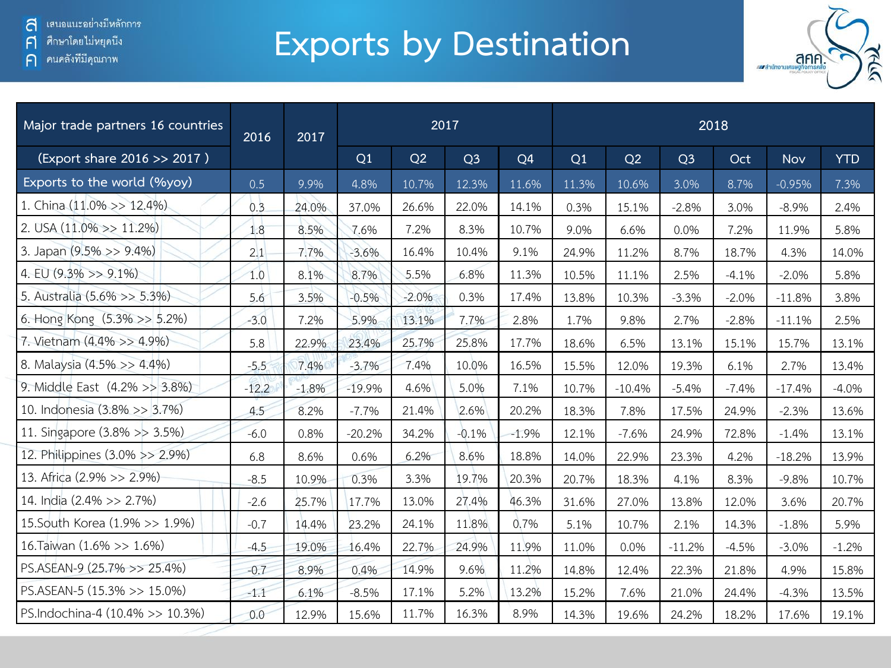# Exports by Destination

| Major trade partners 16 countries | 2016 | 2017 | 2017 | | | | 2018 | | | | | |
|---|---|---|---|---|---|---|---|---|---|---|---|---|
| (Export share 2016 >> 2017 ) | | | Q1 | Q2 | Q3 | Q4 | Q1 | Q2 | Q3 | Oct | Nov | YTD |
| Exports to the world (%yoy) | 0.5 | 9.9% | 4.8% | 10.7% | 12.3% | 11.6% | 11.3% | 10.6% | 3.0% | 8.7% | -0.95% | 7.3% |
| 1. China (11.0% >> 12.4%) | 0.3 | 24.0% | 37.0% | 26.6% | 22.0% | 14.1% | 0.3% | 15.1% | -2.8% | 3.0% | -8.9% | 2.4% |
| 2. USA (11.0% >> 11.2%) | 1.8 | 8.5% | 7.6% | 7.2% | 8.3% | 10.7% | 9.0% | 6.6% | 0.0% | 7.2% | 11.9% | 5.8% |
| 3. Japan (9.5% >> 9.4%) | 2.1 | 7.7% | -3.6% | 16.4% | 10.4% | 9.1% | 24.9% | 11.2% | 8.7% | 18.7% | 4.3% | 14.0% |
| 4. EU (9.3% >> 9.1%) | 1.0 | 8.1% | 8.7% | 5.5% | 6.8% | 11.3% | 10.5% | 11.1% | 2.5% | -4.1% | -2.0% | 5.8% |
| 5. Australia (5.6% >> 5.3%) | 5.6 | 3.5% | -0.5% | -2.0% | 0.3% | 17.4% | 13.8% | 10.3% | -3.3% | -2.0% | -11.8% | 3.8% |
| 6. Hong Kong (5.3% >> 5.2%) | -3.0 | 7.2% | 5.9% | 13.1% | 7.7% | 2.8% | 1.7% | 9.8% | 2.7% | -2.8% | -11.1% | 2.5% |
| 7. Vietnam (4.4% >> 4.9%) | 5.8 | 22.9% | 23.4% | 25.7% | 25.8% | 17.7% | 18.6% | 6.5% | 13.1% | 15.1% | 15.7% | 13.1% |
| 8. Malaysia (4.5% >> 4.4%) | -5.5 | 7.4% | -3.7% | 7.4% | 10.0% | 16.5% | 15.5% | 12.0% | 19.3% | 6.1% | 2.7% | 13.4% |
| 9. Middle East (4.2% >> 3.8%) | -12.2 | -1.8% | -19.9% | 4.6% | 5.0% | 7.1% | 10.7% | -10.4% | -5.4% | -7.4% | -17.4% | -4.0% |
| 10. Indonesia (3.8% >> 3.7%) | 4.5 | 8.2% | -7.7% | 21.4% | 2.6% | 20.2% | 18.3% | 7.8% | 17.5% | 24.9% | -2.3% | 13.6% |
| 11. Singapore (3.8% >> 3.5%) | -6.0 | 0.8% | -20.2% | 34.2% | -0.1% | -1.9% | 12.1% | -7.6% | 24.9% | 72.8% | -1.4% | 13.1% |
| 12. Philippines (3.0% >> 2.9%) | 6.8 | 8.6% | 0.6% | 6.2% | 8.6% | 18.8% | 14.0% | 22.9% | 23.3% | 4.2% | -18.2% | 13.9% |
| 13. Africa (2.9% >> 2.9%) | -8.5 | 10.9% | 0.3% | 3.3% | 19.7% | 20.3% | 20.7% | 18.3% | 4.1% | 8.3% | -9.8% | 10.7% |
| 14. India (2.4% >> 2.7%) | -2.6 | 25.7% | 17.7% | 13.0% | 27.4% | 46.3% | 31.6% | 27.0% | 13.8% | 12.0% | 3.6% | 20.7% |
| 15.South Korea (1.9% >> 1.9%) | -0.7 | 14.4% | 23.2% | 24.1% | 11.8% | 0.7% | 5.1% | 10.7% | 2.1% | 14.3% | -1.8% | 5.9% |
| 16.Taiwan (1.6% >> 1.6%) | -4.5 | 19.0% | 16.4% | 22.7% | 24.9% | 11.9% | 11.0% | 0.0% | -11.2% | -4.5% | -3.0% | -1.2% |
| PS.ASEAN-9 (25.7% >> 25.4%) | -0.7 | 8.9% | 0.4% | 14.9% | 9.6% | 11.2% | 14.8% | 12.4% | 22.3% | 21.8% | 4.9% | 15.8% |
| PS.ASEAN-5 (15.3% >> 15.0%) | -1.1 | 6.1% | -8.5% | 17.1% | 5.2% | 13.2% | 15.2% | 7.6% | 21.0% | 24.4% | -4.3% | 13.5% |
| PS.Indochina-4 (10.4% >> 10.3%) | 0.0 | 12.9% | 15.6% | 11.7% | 16.3% | 8.9% | 14.3% | 19.6% | 24.2% | 18.2% | 17.6% | 19.1% |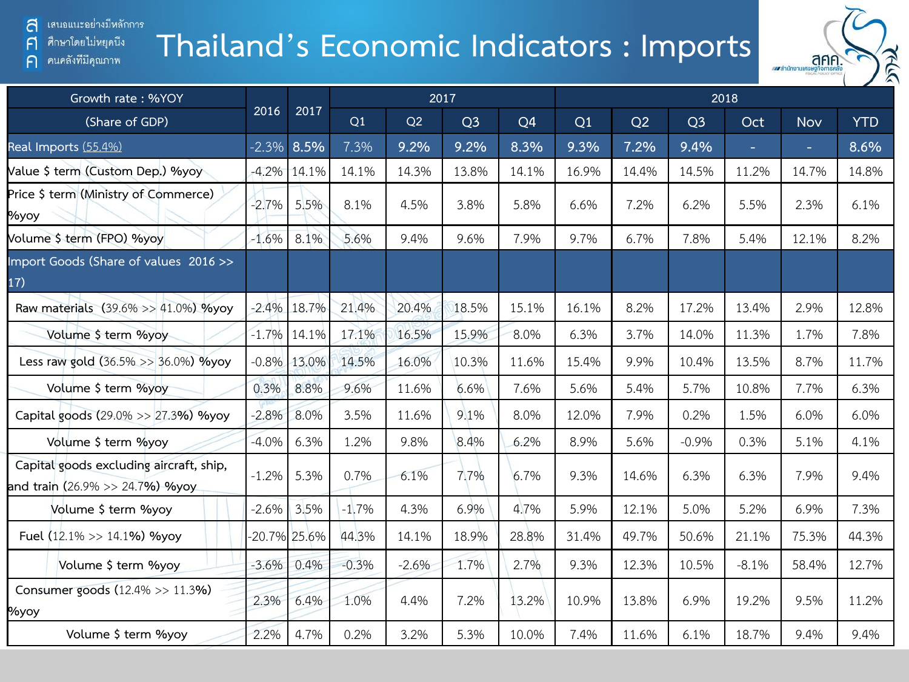# Thailand's Economic Indicators : Imports

| Growth rate : %YOY (Share of GDP) | 2016 | 2017 | 2017 Q1 | 2017 Q2 | 2017 Q3 | 2017 Q4 | 2018 Q1 | 2018 Q2 | 2018 Q3 | 2018 Oct | 2018 Nov | 2018 YTD |
|---|---|---|---|---|---|---|---|---|---|---|---|---|
| **Real Imports (55.4%)** | -2.3% | **8.5%** | 7.3% | **9.2%** | **9.2%** | **8.3%** | **9.3%** | 7.2% | **9.4%** | - | - | **8.6%** |
| Value $ term (Custom Dep.) %yoy | -4.2% | 14.1% | 14.1% | 14.3% | 13.8% | 14.1% | 16.9% | 14.4% | 14.5% | 11.2% | 14.7% | 14.8% |
| Price $ term (Ministry of Commerce) %yoy | -2.7% | 5.5% | 8.1% | 4.5% | 3.8% | 5.8% | 6.6% | 7.2% | 6.2% | 5.5% | 2.3% | 6.1% |
| Volume $ term (FPO) %yoy | -1.6% | 8.1% | 5.6% | 9.4% | 9.6% | 7.9% | 9.7% | 6.7% | 7.8% | 5.4% | 12.1% | 8.2% |
| **Import Goods (Share of values 2016 >> 17)** | | | | | | | | | | | | |
| Raw materials (39.6% >> 41.0%) %yoy | -2.4% | 18.7% | 21.4% | 20.4% | 18.5% | 15.1% | 16.1% | 8.2% | 17.2% | 13.4% | 2.9% | 12.8% |
| Volume $ term %yoy | -1.7% | 14.1% | 17.1% | 16.5% | 15.9% | 8.0% | 6.3% | 3.7% | 14.0% | 11.3% | 1.7% | 7.8% |
| Less raw gold (36.5% >> 36.0%) %yoy | -0.8% | 13.0% | 14.5% | 16.0% | 10.3% | 11.6% | 15.4% | 9.9% | 10.4% | 13.5% | 8.7% | 11.7% |
| Volume $ term %yoy | 0.3% | 8.8% | 9.6% | 11.6% | 6.6% | 7.6% | 5.6% | 5.4% | 5.7% | 10.8% | 7.7% | 6.3% |
| Capital goods (29.0% >> 27.3%) %yoy | -2.8% | 8.0% | 3.5% | 11.6% | 9.1% | 8.0% | 12.0% | 7.9% | 0.2% | 1.5% | 6.0% | 6.0% |
| Volume $ term %yoy | -4.0% | 6.3% | 1.2% | 9.8% | 8.4% | 6.2% | 8.9% | 5.6% | -0.9% | 0.3% | 5.1% | 4.1% |
| Capital goods excluding aircraft, ship, and train (26.9% >> 24.7%) %yoy | -1.2% | 5.3% | 0.7% | 6.1% | 7.7% | 6.7% | 9.3% | 14.6% | 6.3% | 6.3% | 7.9% | 9.4% |
| Volume $ term %yoy | -2.6% | 3.5% | -1.7% | 4.3% | 6.9% | 4.7% | 5.9% | 12.1% | 5.0% | 5.2% | 6.9% | 7.3% |
| Fuel (12.1% >> 14.1%) %yoy | -20.7% | 25.6% | 44.3% | 14.1% | 18.9% | 28.8% | 31.4% | 49.7% | 50.6% | 21.1% | 75.3% | 44.3% |
| Volume $ term %yoy | -3.6% | 0.4% | -0.3% | -2.6% | 1.7% | 2.7% | 9.3% | 12.3% | 10.5% | -8.1% | 58.4% | 12.7% |
| Consumer goods (12.4% >> 11.3%) %yoy | 2.3% | 6.4% | 1.0% | 4.4% | 7.2% | 13.2% | 10.9% | 13.8% | 6.9% | 19.2% | 9.5% | 11.2% |
| Volume $ term %yoy | 2.2% | 4.7% | 0.2% | 3.2% | 5.3% | 10.0% | 7.4% | 11.6% | 6.1% | 18.7% | 9.4% | 9.4% |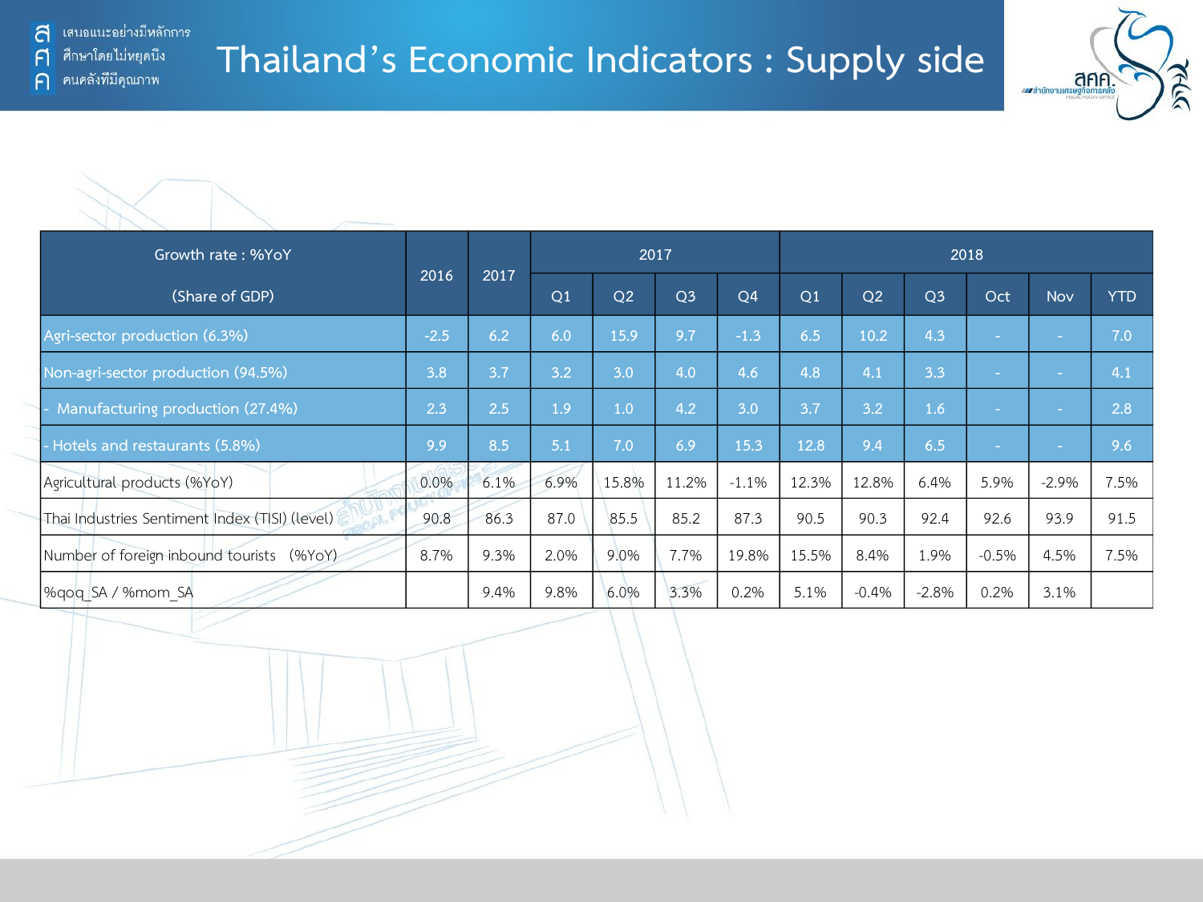# Thailand's Economic Indicators : Supply side

| Growth rate : %YoY (Share of GDP) | 2016 | 2017 | 2017 | | | | 2018 | | | | | |
|---|---|---|---|---|---|---|---|---|---|---|---|---|
| | | | Q1 | Q2 | Q3 | Q4 | Q1 | Q2 | Q3 | Oct | Nov | YTD |
| Agri-sector production (6.3%) | -2.5 | 6.2 | 6.0 | 15.9 | 9.7 | -1.3 | 6.5 | 10.2 | 4.3 | - | - | 7.0 |
| Non-agri-sector production (94.5%) | 3.8 | 3.7 | 3.2 | 3.0 | 4.0 | 4.6 | 4.8 | 4.1 | 3.3 | - | - | 4.1 |
| - Manufacturing production (27.4%) | 2.3 | 2.5 | 1.9 | 1.0 | 4.2 | 3.0 | 3.7 | 3.2 | 1.6 | - | - | 2.8 |
| - Hotels and restaurants (5.8%) | 9.9 | 8.5 | 5.1 | 7.0 | 6.9 | 15.3 | 12.8 | 9.4 | 6.5 | - | - | 9.6 |
| Agricultural products (%YoY) | 0.0% | 6.1% | 6.9% | 15.8% | 11.2% | -1.1% | 12.3% | 12.8% | 6.4% | 5.9% | -2.9% | 7.5% |
| Thai Industries Sentiment Index (TISI) (level) | 90.8 | 86.3 | 87.0 | 85.5 | 85.2 | 87.3 | 90.5 | 90.3 | 92.4 | 92.6 | 93.9 | 91.5 |
| Number of foreign inbound tourists (%YoY) | 8.7% | 9.3% | 2.0% | 9.0% | 7.7% | 19.8% | 15.5% | 8.4% | 1.9% | -0.5% | 4.5% | 7.5% |
| %qoq_SA / %mom_SA | | 9.4% | 9.8% | 6.0% | 3.3% | 0.2% | 5.1% | -0.4% | -2.8% | 0.2% | 3.1% | |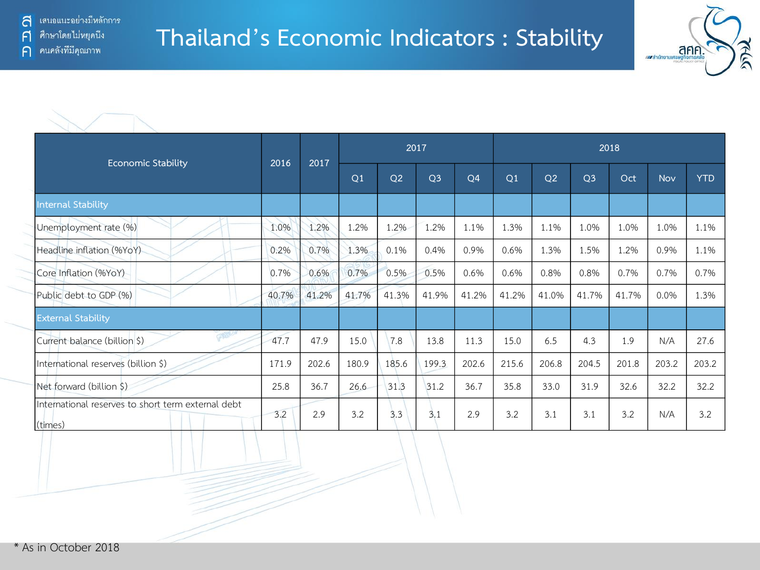# Thailand's Economic Indicators : Stability

| Economic Stability | 2016 | 2017 | 2017 | | | | 2018 | | | | | |
|---|---|---|---|---|---|---|---|---|---|---|---|---|
| | | | Q1 | Q2 | Q3 | Q4 | Q1 | Q2 | Q3 | Oct | Nov | YTD |
| Internal Stability | | | | | | | | | | | | |
| Unemployment rate (%) | 1.0% | 1.2% | 1.2% | 1.2% | 1.2% | 1.1% | 1.3% | 1.1% | 1.0% | 1.0% | 1.0% | 1.1% |
| Headline inflation (%YoY) | 0.2% | 0.7% | 1.3% | 0.1% | 0.4% | 0.9% | 0.6% | 1.3% | 1.5% | 1.2% | 0.9% | 1.1% |
| Core Inflation (%YoY) | 0.7% | 0.6% | 0.7% | 0.5% | 0.5% | 0.6% | 0.6% | 0.8% | 0.8% | 0.7% | 0.7% | 0.7% |
| Public debt to GDP (%) | 40.7% | 41.2% | 41.7% | 41.3% | 41.9% | 41.2% | 41.2% | 41.0% | 41.7% | 41.7% | 0.0% | 1.3% |
| External Stability | | | | | | | | | | | | |
| Current balance (billion $) | 47.7 | 47.9 | 15.0 | 7.8 | 13.8 | 11.3 | 15.0 | 6.5 | 4.3 | 1.9 | N/A | 27.6 |
| International reserves (billion $) | 171.9 | 202.6 | 180.9 | 185.6 | 199.3 | 202.6 | 215.6 | 206.8 | 204.5 | 201.8 | 203.2 | 203.2 |
| Net forward (billion $) | 25.8 | 36.7 | 26.6 | 31.3 | 31.2 | 36.7 | 35.8 | 33.0 | 31.9 | 32.6 | 32.2 | 32.2 |
| International reserves to short term external debt (times) | 3.2 | 2.9 | 3.2 | 3.3 | 3.1 | 2.9 | 3.2 | 3.1 | 3.1 | 3.2 | N/A | 3.2 |

* As in October 2018